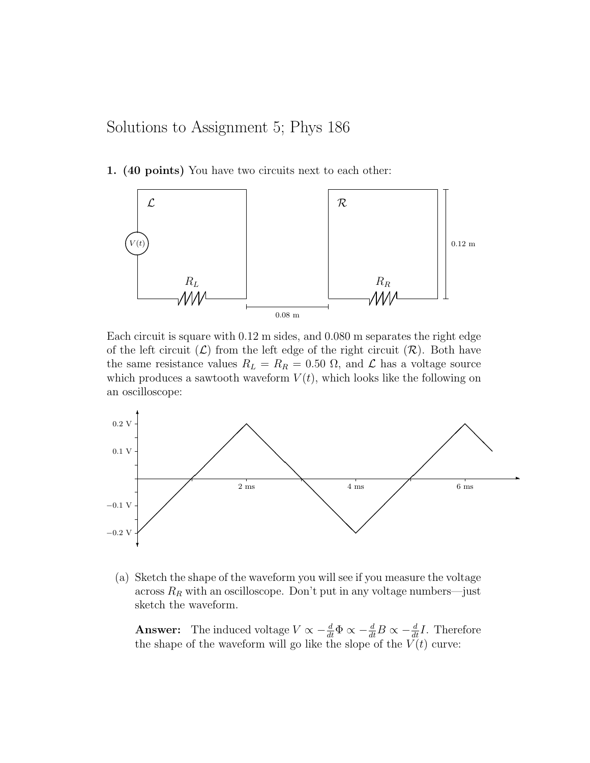# Solutions to Assignment 5; Phys 186

**1. (40 points)** You have two circuits next to each other:

Each circuit is square with 0.12 m sides, and 0.080 m separates the right edge of the left circuit ($\mathcal{L}$) from the left edge of the right circuit ($\mathcal{R}$). Both have the same resistance values $R_L = R_R = 0.50\ \Omega$, and $\mathcal{L}$ has a voltage source which produces a sawtooth waveform $V(t)$, which looks like the following on an oscilloscope:

(a) Sketch the shape of the waveform you will see if you measure the voltage across $R_R$ with an oscilloscope. Don't put in any voltage numbers—just sketch the waveform.

**Answer:** The induced voltage $V \propto -\frac{d}{dt}\Phi \propto -\frac{d}{dt}B \propto -\frac{d}{dt}I$. Therefore the shape of the waveform will go like the slope of the $V(t)$ curve: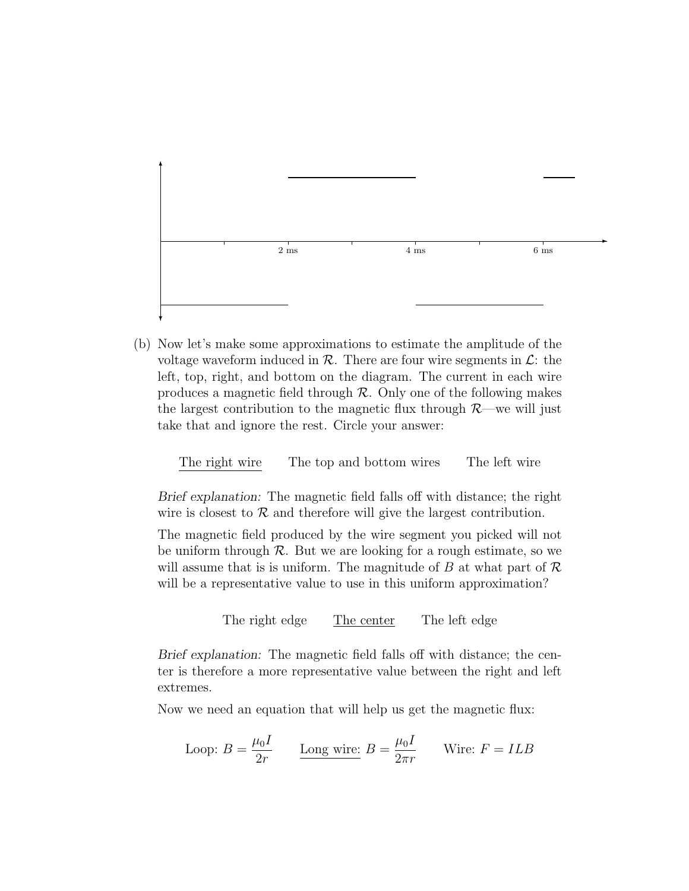2 ms

4 ms

6 ms

(b) Now let's make some approximations to estimate the amplitude of the voltage waveform induced in $\mathcal{R}$. There are four wire segments in $\mathcal{L}$: the left, top, right, and bottom on the diagram. The current in each wire produces a magnetic field through $\mathcal{R}$. Only one of the following makes the largest contribution to the magnetic flux through $\mathcal{R}$—we will just take that and ignore the rest. Circle your answer:

<u>The right wire</u> &nbsp;&nbsp;&nbsp; The top and bottom wires &nbsp;&nbsp;&nbsp; The left wire

*Brief explanation:* The magnetic field falls off with distance; the right wire is closest to $\mathcal{R}$ and therefore will give the largest contribution.

The magnetic field produced by the wire segment you picked will not be uniform through $\mathcal{R}$. But we are looking for a rough estimate, so we will assume that is is uniform. The magnitude of $B$ at what part of $\mathcal{R}$ will be a representative value to use in this uniform approximation?

The right edge &nbsp;&nbsp;&nbsp; <u>The center</u> &nbsp;&nbsp;&nbsp; The left edge

*Brief explanation:* The magnetic field falls off with distance; the center is therefore a more representative value between the right and left extremes.

Now we need an equation that will help us get the magnetic flux:

Loop: $B = \dfrac{\mu_0 I}{2r}$ &nbsp;&nbsp;&nbsp; <u>Long wire:</u> $B = \dfrac{\mu_0 I}{2\pi r}$ &nbsp;&nbsp;&nbsp; Wire: $F = ILB$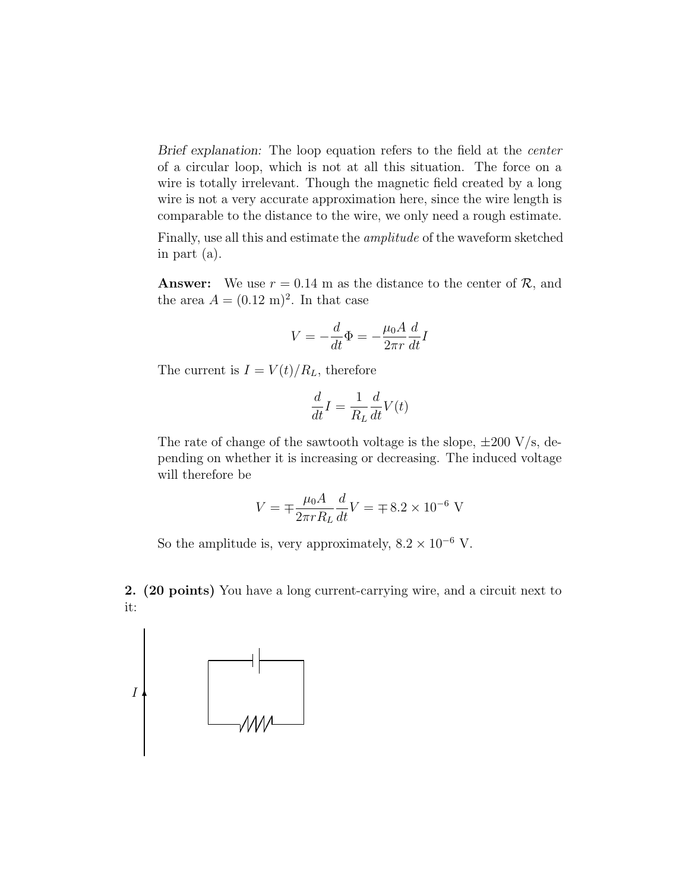*Brief explanation:* The loop equation refers to the field at the *center* of a circular loop, which is not at all this situation. The force on a wire is totally irrelevant. Though the magnetic field created by a long wire is not a very accurate approximation here, since the wire length is comparable to the distance to the wire, we only need a rough estimate.

Finally, use all this and estimate the *amplitude* of the waveform sketched in part (a).

**Answer:** We use $r = 0.14$ m as the distance to the center of $\mathcal{R}$, and the area $A = (0.12 \text{ m})^2$. In that case

$$V = -\frac{d}{dt}\Phi = -\frac{\mu_0 A}{2\pi r}\frac{d}{dt}I$$

The current is $I = V(t)/R_L$, therefore

$$\frac{d}{dt}I = \frac{1}{R_L}\frac{d}{dt}V(t)$$

The rate of change of the sawtooth voltage is the slope, $\pm 200$ V/s, depending on whether it is increasing or decreasing. The induced voltage will therefore be

$$V = \mp\frac{\mu_0 A}{2\pi r R_L}\frac{d}{dt}V = \mp\, 8.2 \times 10^{-6} \text{ V}$$

So the amplitude is, very approximately, $8.2 \times 10^{-6}$ V.

**2. (20 points)** You have a long current-carrying wire, and a circuit next to it: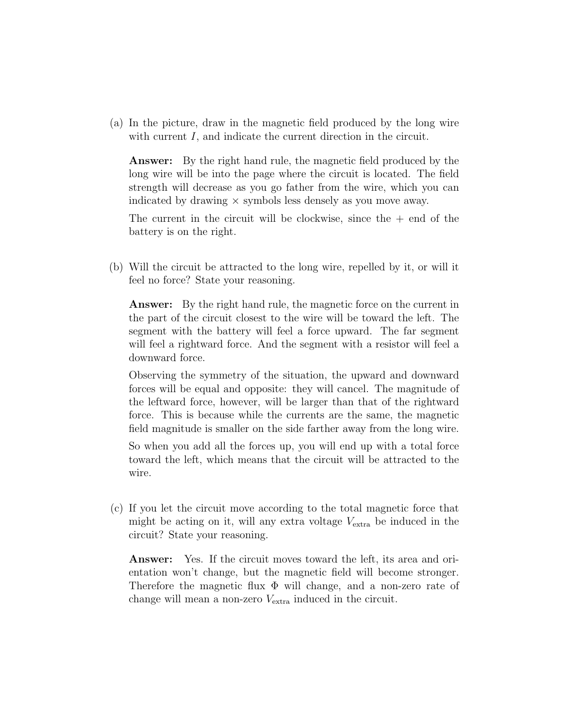(a) In the picture, draw in the magnetic field produced by the long wire with current $I$, and indicate the current direction in the circuit.

**Answer:** By the right hand rule, the magnetic field produced by the long wire will be into the page where the circuit is located. The field strength will decrease as you go father from the wire, which you can indicated by drawing $\times$ symbols less densely as you move away.

The current in the circuit will be clockwise, since the + end of the battery is on the right.

(b) Will the circuit be attracted to the long wire, repelled by it, or will it feel no force? State your reasoning.

**Answer:** By the right hand rule, the magnetic force on the current in the part of the circuit closest to the wire will be toward the left. The segment with the battery will feel a force upward. The far segment will feel a rightward force. And the segment with a resistor will feel a downward force.

Observing the symmetry of the situation, the upward and downward forces will be equal and opposite: they will cancel. The magnitude of the leftward force, however, will be larger than that of the rightward force. This is because while the currents are the same, the magnetic field magnitude is smaller on the side farther away from the long wire.

So when you add all the forces up, you will end up with a total force toward the left, which means that the circuit will be attracted to the wire.

(c) If you let the circuit move according to the total magnetic force that might be acting on it, will any extra voltage $V_{\text{extra}}$ be induced in the circuit? State your reasoning.

**Answer:** Yes. If the circuit moves toward the left, its area and orientation won't change, but the magnetic field will become stronger. Therefore the magnetic flux $\Phi$ will change, and a non-zero rate of change will mean a non-zero $V_{\text{extra}}$ induced in the circuit.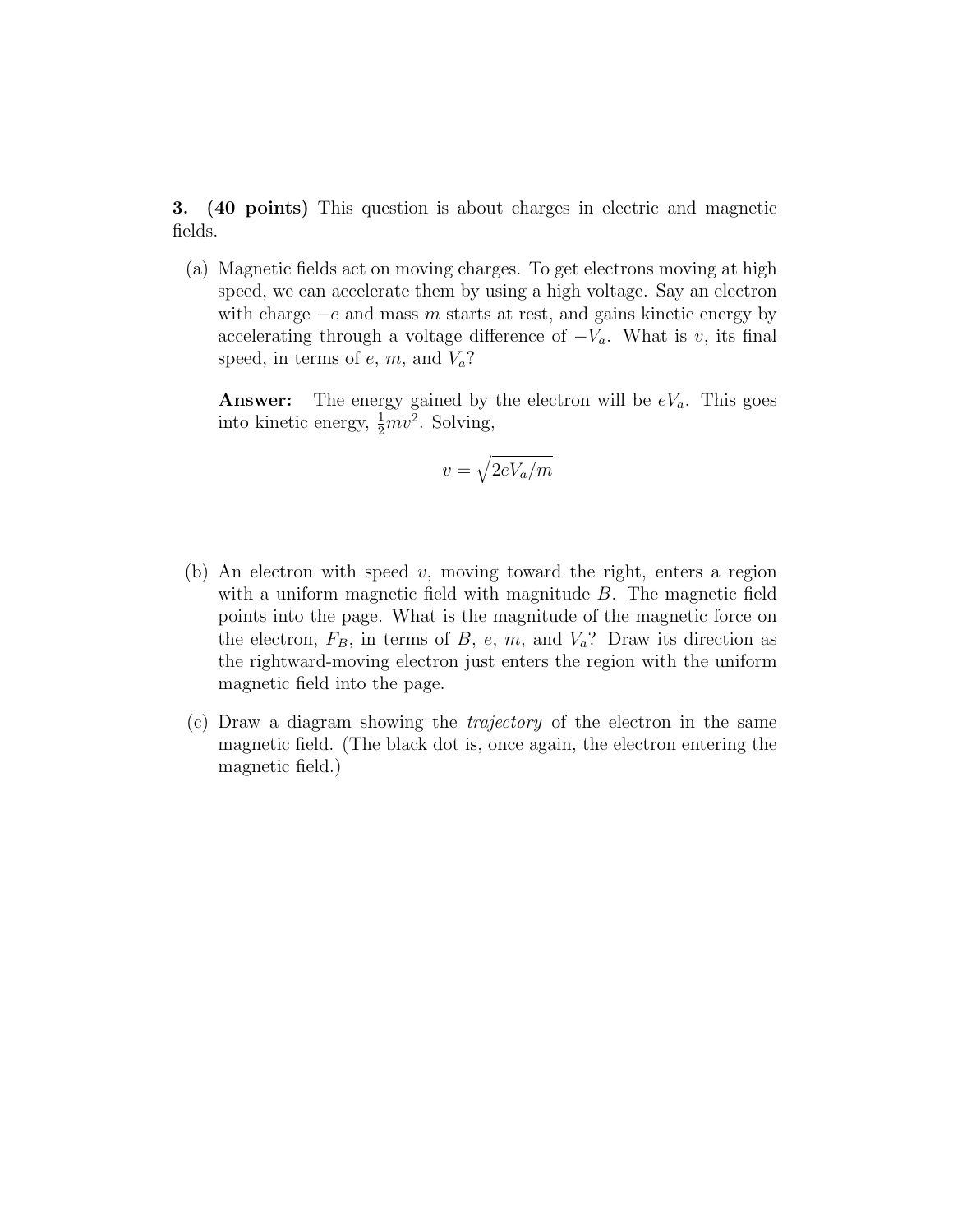**3. (40 points)** This question is about charges in electric and magnetic fields.

(a) Magnetic fields act on moving charges. To get electrons moving at high speed, we can accelerate them by using a high voltage. Say an electron with charge $-e$ and mass $m$ starts at rest, and gains kinetic energy by accelerating through a voltage difference of $-V_a$. What is $v$, its final speed, in terms of $e$, $m$, and $V_a$?

**Answer:** The energy gained by the electron will be $eV_a$. This goes into kinetic energy, $\frac{1}{2}mv^2$. Solving,

$$v = \sqrt{2eV_a/m}$$

(b) An electron with speed $v$, moving toward the right, enters a region with a uniform magnetic field with magnitude $B$. The magnetic field points into the page. What is the magnitude of the magnetic force on the electron, $F_B$, in terms of $B$, $e$, $m$, and $V_a$? Draw its direction as the rightward-moving electron just enters the region with the uniform magnetic field into the page.

(c) Draw a diagram showing the *trajectory* of the electron in the same magnetic field. (The black dot is, once again, the electron entering the magnetic field.)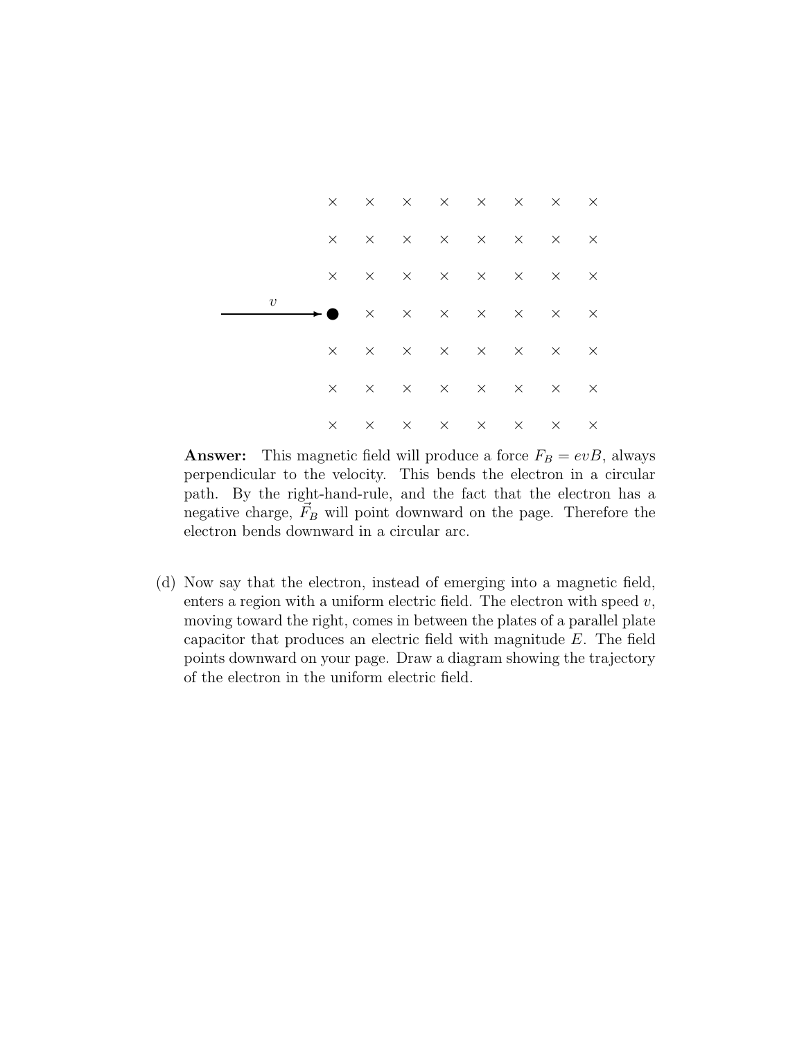**Answer:** This magnetic field will produce a force $F_B = evB$, always perpendicular to the velocity. This bends the electron in a circular path. By the right-hand-rule, and the fact that the electron has a negative charge, $\vec{F}_B$ will point downward on the page. Therefore the electron bends downward in a circular arc.

(d) Now say that the electron, instead of emerging into a magnetic field, enters a region with a uniform electric field. The electron with speed $v$, moving toward the right, comes in between the plates of a parallel plate capacitor that produces an electric field with magnitude $E$. The field points downward on your page. Draw a diagram showing the trajectory of the electron in the uniform electric field.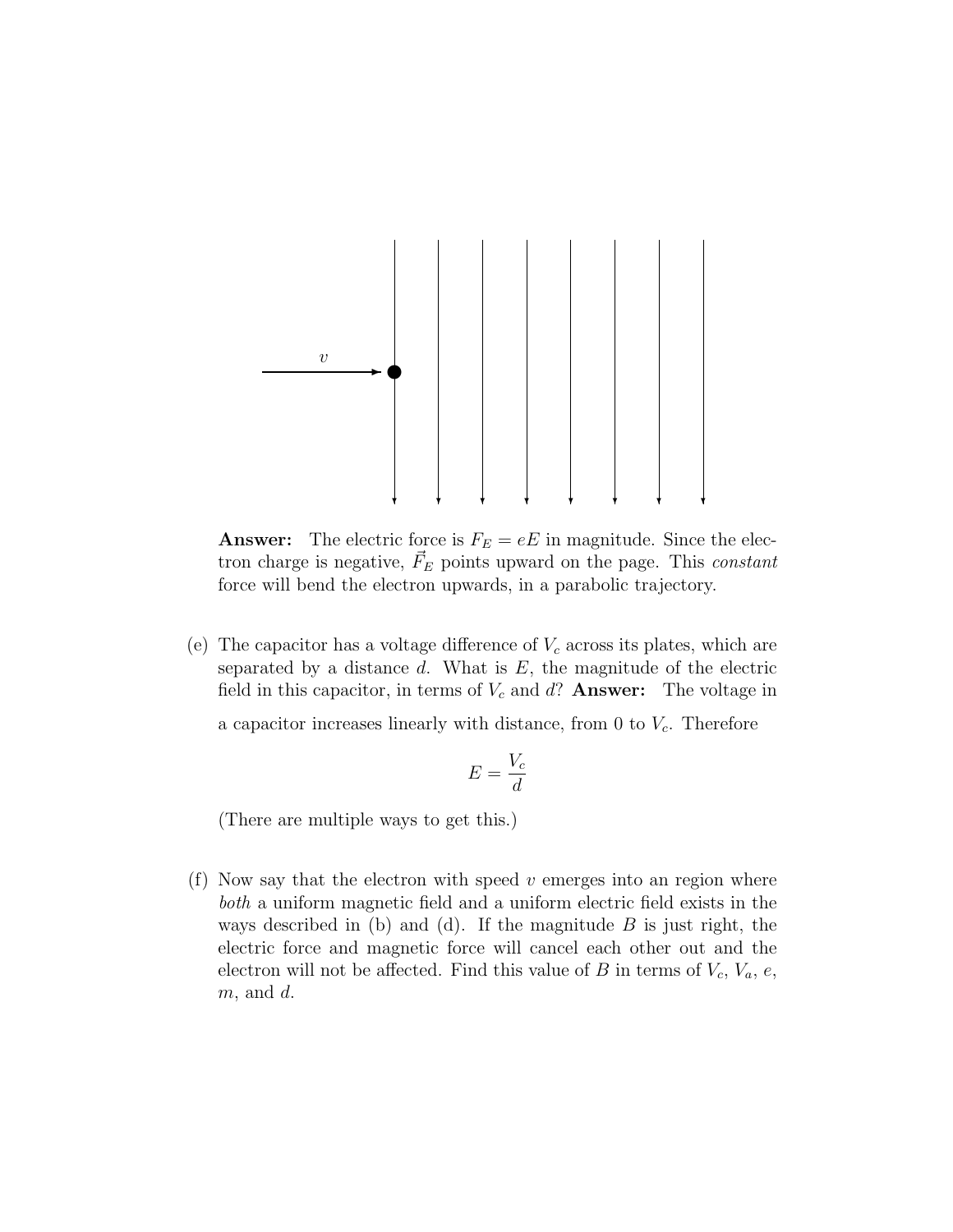**Answer:** The electric force is $F_E = eE$ in magnitude. Since the electron charge is negative, $\vec{F}_E$ points upward on the page. This *constant* force will bend the electron upwards, in a parabolic trajectory.

(e) The capacitor has a voltage difference of $V_c$ across its plates, which are separated by a distance $d$. What is $E$, the magnitude of the electric field in this capacitor, in terms of $V_c$ and $d$? **Answer:** The voltage in a capacitor increases linearly with distance, from 0 to $V_c$. Therefore

$$E = \frac{V_c}{d}$$

(There are multiple ways to get this.)

(f) Now say that the electron with speed $v$ emerges into an region where *both* a uniform magnetic field and a uniform electric field exists in the ways described in (b) and (d). If the magnitude $B$ is just right, the electric force and magnetic force will cancel each other out and the electron will not be affected. Find this value of $B$ in terms of $V_c$, $V_a$, $e$, $m$, and $d$.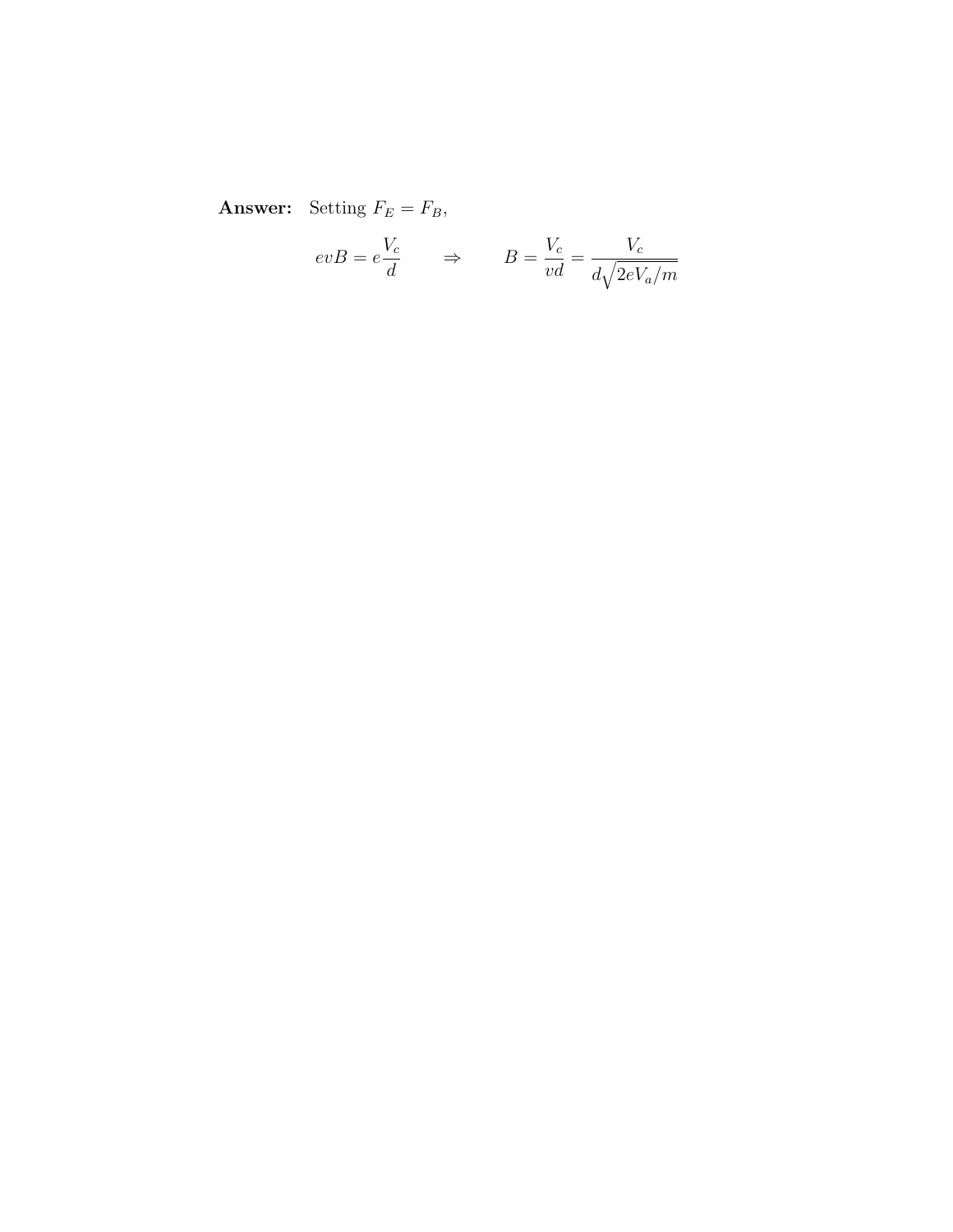**Answer:** Setting $F_E = F_B$,

$$evB = e\frac{V_c}{d} \qquad \Rightarrow \qquad B = \frac{V_c}{vd} = \frac{V_c}{d\sqrt{2eV_a/m}}$$